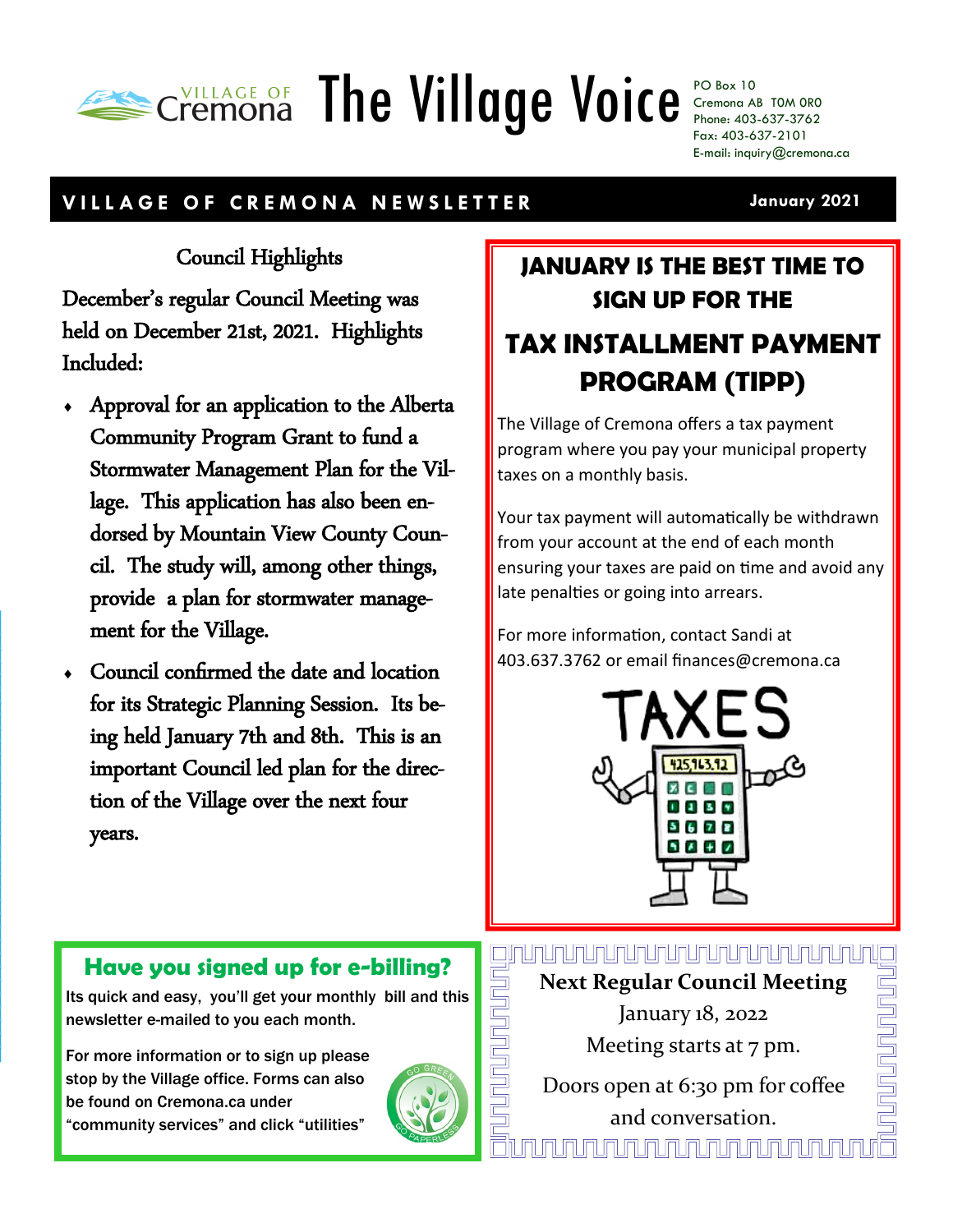# The Village Voice

VILLAGE OF Cremona

PO Box 10
Cremona AB T0M 0R0
Phone: 403-637-3762
Fax: 403-637-2101
E-mail: inquiry@cremona.ca

**VILLAGE OF CREMONA NEWSLETTER** — January 2021

## Council Highlights

December's regular Council Meeting was held on December 21st, 2021. Highlights Included:

- Approval for an application to the Alberta Community Program Grant to fund a Stormwater Management Plan for the Village. This application has also been endorsed by Mountain View County Council. The study will, among other things, provide a plan for stormwater management for the Village.
- Council confirmed the date and location for its Strategic Planning Session. Its being held January 7th and 8th. This is an important Council led plan for the direction of the Village over the next four years.

## JANUARY IS THE BEST TIME TO SIGN UP FOR THE

## TAX INSTALLMENT PAYMENT PROGRAM (TIPP)

The Village of Cremona offers a tax payment program where you pay your municipal property taxes on a monthly basis.

Your tax payment will automatically be withdrawn from your account at the end of each month ensuring your taxes are paid on time and avoid any late penalties or going into arrears.

For more information, contact Sandi at 403.637.3762 or email finances@cremona.ca

## Have you signed up for e-billing?

Its quick and easy, you'll get your monthly bill and this newsletter e-mailed to you each month.

For more information or to sign up please stop by the Village office. Forms can also be found on Cremona.ca under "community services" and click "utilities"

**Next Regular Council Meeting**

January 18, 2022

Meeting starts at 7 pm.

Doors open at 6:30 pm for coffee and conversation.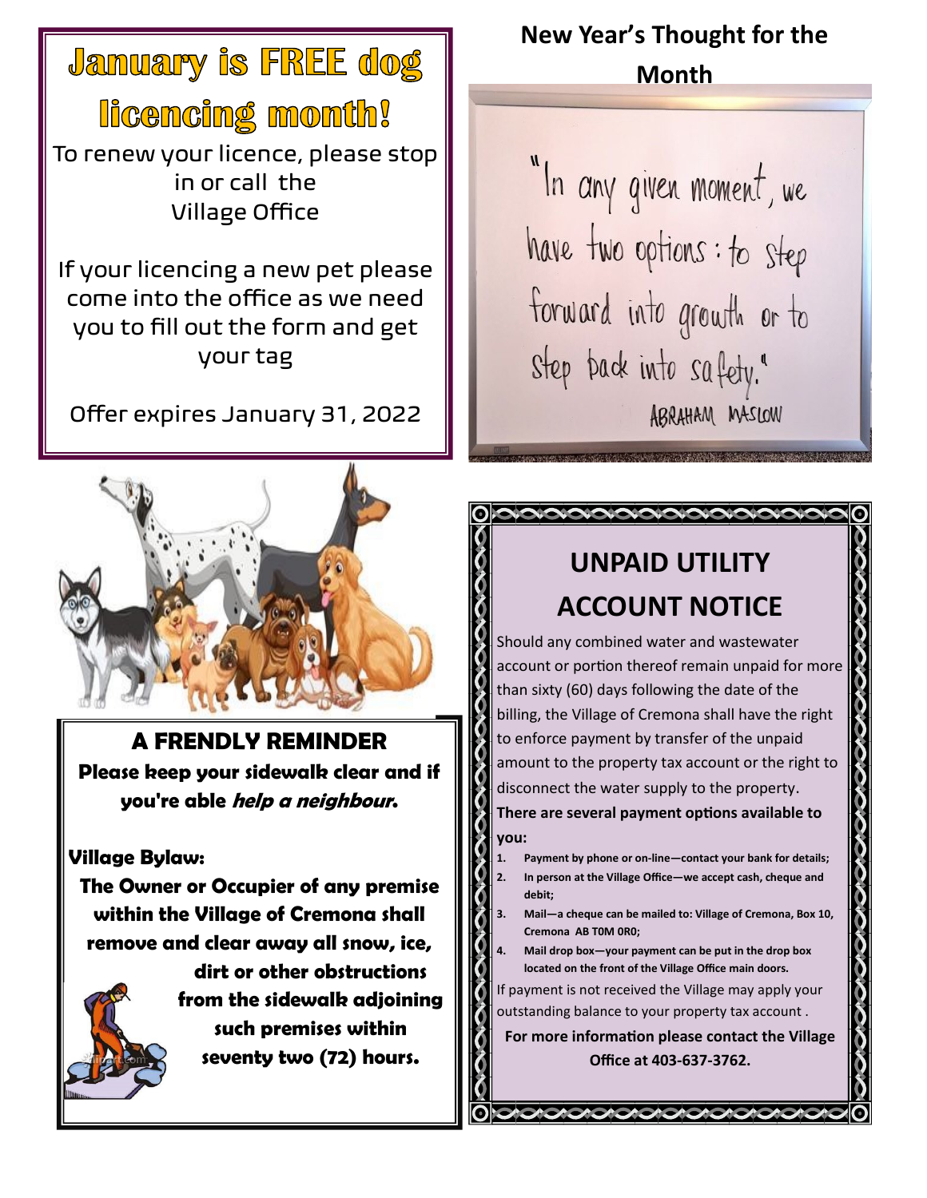# January is FREE dog licencing month!

To renew your licence, please stop in or call the Village Office

If your licencing a new pet please come into the office as we need you to fill out the form and get your tag

Offer expires January 31, 2022

## New Year's Thought for the Month

"In any given moment, we have two options: to step forward into growth or to step back into safety."

ABRAHAM MASLOW

## A FRENDLY REMINDER

**Please keep your sidewalk clear and if you're able *help a neighbour*.**

**Village Bylaw:**

**The Owner or Occupier of any premise within the Village of Cremona shall remove and clear away all snow, ice, dirt or other obstructions from the sidewalk adjoining such premises within seventy two (72) hours.**

## UNPAID UTILITY ACCOUNT NOTICE

Should any combined water and wastewater account or portion thereof remain unpaid for more than sixty (60) days following the date of the billing, the Village of Cremona shall have the right to enforce payment by transfer of the unpaid amount to the property tax account or the right to disconnect the water supply to the property.

**There are several payment options available to you:**

1. **Payment by phone or on-line—contact your bank for details;**
2. **In person at the Village Office—we accept cash, cheque and debit;**
3. **Mail—a cheque can be mailed to: Village of Cremona, Box 10, Cremona AB T0M 0R0;**
4. **Mail drop box—your payment can be put in the drop box located on the front of the Village Office main doors.**

If payment is not received the Village may apply your outstanding balance to your property tax account .

**For more information please contact the Village Office at 403-637-3762.**